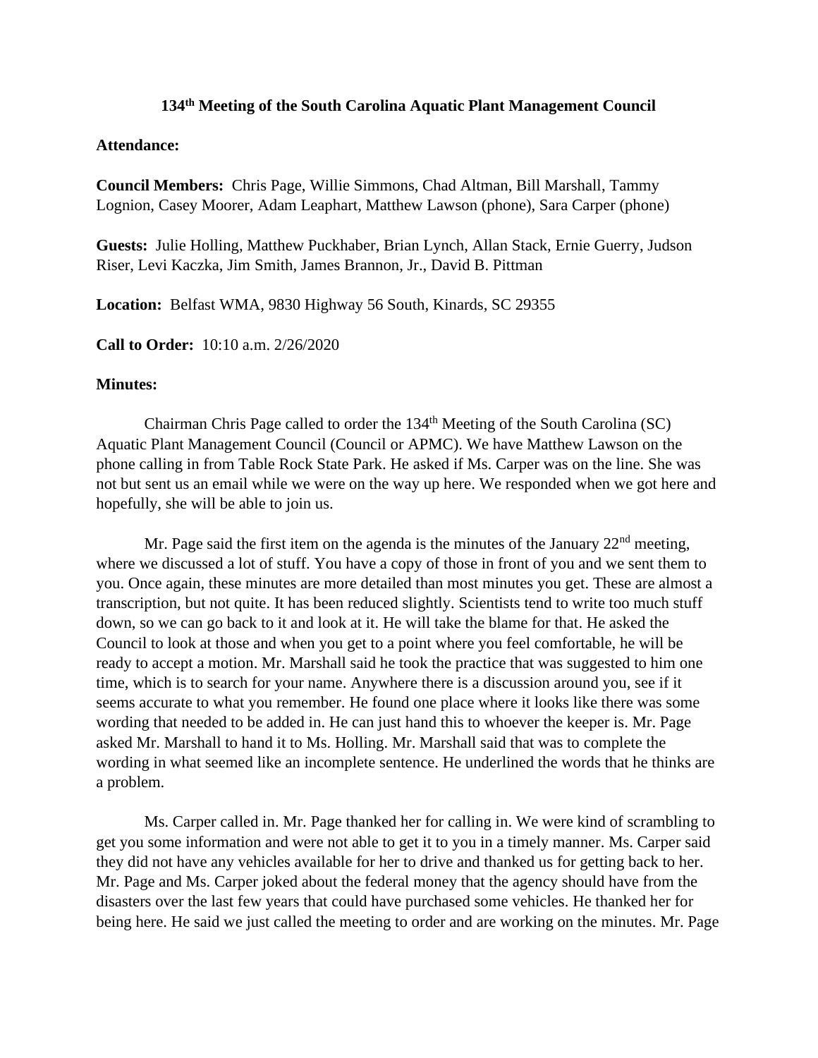# 134th Meeting of the South Carolina Aquatic Plant Management Council

**Attendance:**

**Council Members:** Chris Page, Willie Simmons, Chad Altman, Bill Marshall, Tammy Lognion, Casey Moorer, Adam Leaphart, Matthew Lawson (phone), Sara Carper (phone)

**Guests:** Julie Holling, Matthew Puckhaber, Brian Lynch, Allan Stack, Ernie Guerry, Judson Riser, Levi Kaczka, Jim Smith, James Brannon, Jr., David B. Pittman

**Location:** Belfast WMA, 9830 Highway 56 South, Kinards, SC 29355

**Call to Order:** 10:10 a.m. 2/26/2020

**Minutes:**

Chairman Chris Page called to order the 134th Meeting of the South Carolina (SC) Aquatic Plant Management Council (Council or APMC). We have Matthew Lawson on the phone calling in from Table Rock State Park. He asked if Ms. Carper was on the line. She was not but sent us an email while we were on the way up here. We responded when we got here and hopefully, she will be able to join us.

Mr. Page said the first item on the agenda is the minutes of the January 22nd meeting, where we discussed a lot of stuff. You have a copy of those in front of you and we sent them to you. Once again, these minutes are more detailed than most minutes you get. These are almost a transcription, but not quite. It has been reduced slightly. Scientists tend to write too much stuff down, so we can go back to it and look at it. He will take the blame for that. He asked the Council to look at those and when you get to a point where you feel comfortable, he will be ready to accept a motion. Mr. Marshall said he took the practice that was suggested to him one time, which is to search for your name. Anywhere there is a discussion around you, see if it seems accurate to what you remember. He found one place where it looks like there was some wording that needed to be added in. He can just hand this to whoever the keeper is. Mr. Page asked Mr. Marshall to hand it to Ms. Holling. Mr. Marshall said that was to complete the wording in what seemed like an incomplete sentence. He underlined the words that he thinks are a problem.

Ms. Carper called in. Mr. Page thanked her for calling in. We were kind of scrambling to get you some information and were not able to get it to you in a timely manner. Ms. Carper said they did not have any vehicles available for her to drive and thanked us for getting back to her. Mr. Page and Ms. Carper joked about the federal money that the agency should have from the disasters over the last few years that could have purchased some vehicles. He thanked her for being here. He said we just called the meeting to order and are working on the minutes. Mr. Page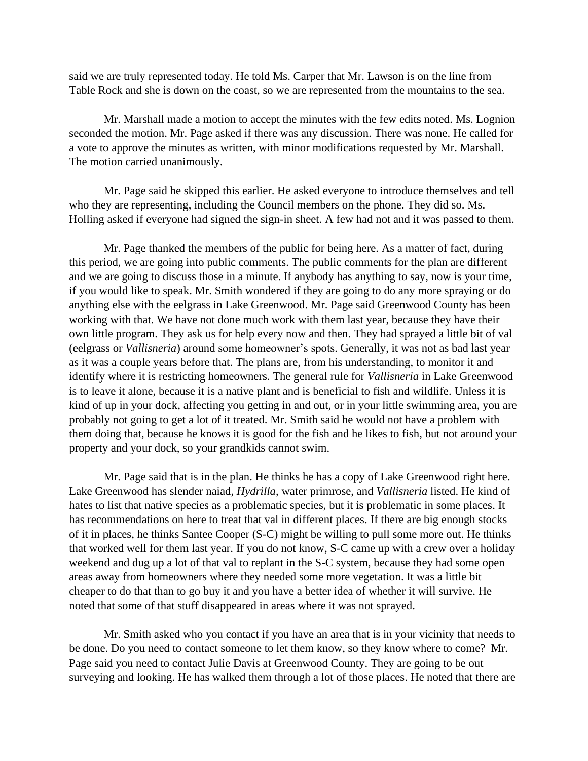said we are truly represented today. He told Ms. Carper that Mr. Lawson is on the line from Table Rock and she is down on the coast, so we are represented from the mountains to the sea.

Mr. Marshall made a motion to accept the minutes with the few edits noted. Ms. Lognion seconded the motion. Mr. Page asked if there was any discussion. There was none. He called for a vote to approve the minutes as written, with minor modifications requested by Mr. Marshall. The motion carried unanimously.

Mr. Page said he skipped this earlier. He asked everyone to introduce themselves and tell who they are representing, including the Council members on the phone. They did so. Ms. Holling asked if everyone had signed the sign-in sheet. A few had not and it was passed to them.

Mr. Page thanked the members of the public for being here. As a matter of fact, during this period, we are going into public comments. The public comments for the plan are different and we are going to discuss those in a minute. If anybody has anything to say, now is your time, if you would like to speak. Mr. Smith wondered if they are going to do any more spraying or do anything else with the eelgrass in Lake Greenwood. Mr. Page said Greenwood County has been working with that. We have not done much work with them last year, because they have their own little program. They ask us for help every now and then. They had sprayed a little bit of val (eelgrass or *Vallisneria*) around some homeowner's spots. Generally, it was not as bad last year as it was a couple years before that. The plans are, from his understanding, to monitor it and identify where it is restricting homeowners. The general rule for *Vallisneria* in Lake Greenwood is to leave it alone, because it is a native plant and is beneficial to fish and wildlife. Unless it is kind of up in your dock, affecting you getting in and out, or in your little swimming area, you are probably not going to get a lot of it treated. Mr. Smith said he would not have a problem with them doing that, because he knows it is good for the fish and he likes to fish, but not around your property and your dock, so your grandkids cannot swim.

Mr. Page said that is in the plan. He thinks he has a copy of Lake Greenwood right here. Lake Greenwood has slender naiad, *Hydrilla*, water primrose, and *Vallisneria* listed. He kind of hates to list that native species as a problematic species, but it is problematic in some places. It has recommendations on here to treat that val in different places. If there are big enough stocks of it in places, he thinks Santee Cooper (S-C) might be willing to pull some more out. He thinks that worked well for them last year. If you do not know, S-C came up with a crew over a holiday weekend and dug up a lot of that val to replant in the S-C system, because they had some open areas away from homeowners where they needed some more vegetation. It was a little bit cheaper to do that than to go buy it and you have a better idea of whether it will survive. He noted that some of that stuff disappeared in areas where it was not sprayed.

Mr. Smith asked who you contact if you have an area that is in your vicinity that needs to be done. Do you need to contact someone to let them know, so they know where to come? Mr. Page said you need to contact Julie Davis at Greenwood County. They are going to be out surveying and looking. He has walked them through a lot of those places. He noted that there are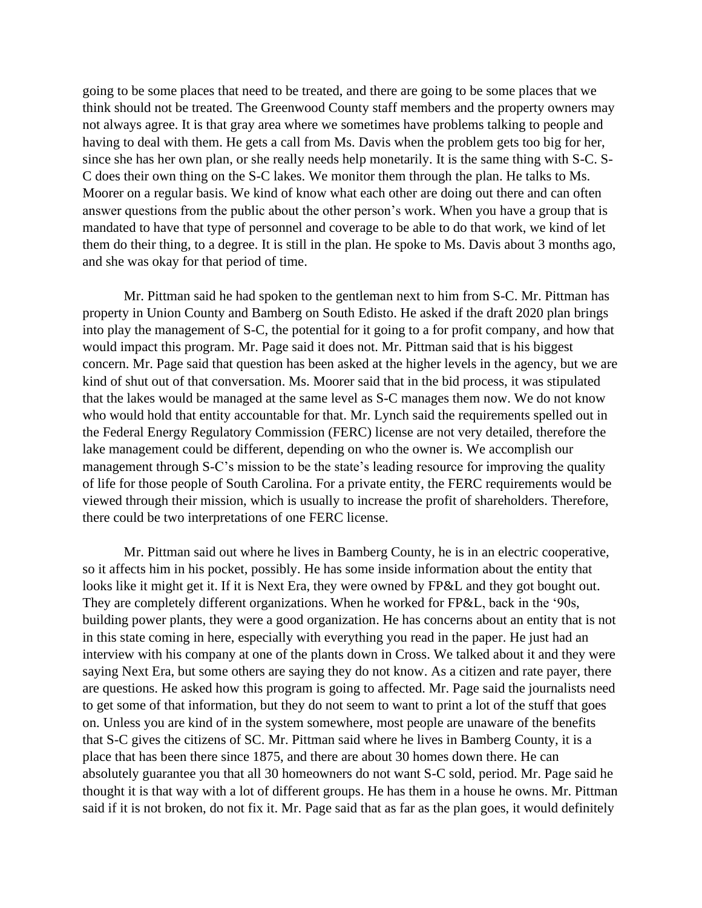going to be some places that need to be treated, and there are going to be some places that we think should not be treated. The Greenwood County staff members and the property owners may not always agree. It is that gray area where we sometimes have problems talking to people and having to deal with them. He gets a call from Ms. Davis when the problem gets too big for her, since she has her own plan, or she really needs help monetarily. It is the same thing with S-C. S-C does their own thing on the S-C lakes. We monitor them through the plan. He talks to Ms. Moorer on a regular basis. We kind of know what each other are doing out there and can often answer questions from the public about the other person's work. When you have a group that is mandated to have that type of personnel and coverage to be able to do that work, we kind of let them do their thing, to a degree. It is still in the plan. He spoke to Ms. Davis about 3 months ago, and she was okay for that period of time.

Mr. Pittman said he had spoken to the gentleman next to him from S-C. Mr. Pittman has property in Union County and Bamberg on South Edisto. He asked if the draft 2020 plan brings into play the management of S-C, the potential for it going to a for profit company, and how that would impact this program. Mr. Page said it does not. Mr. Pittman said that is his biggest concern. Mr. Page said that question has been asked at the higher levels in the agency, but we are kind of shut out of that conversation. Ms. Moorer said that in the bid process, it was stipulated that the lakes would be managed at the same level as S-C manages them now. We do not know who would hold that entity accountable for that. Mr. Lynch said the requirements spelled out in the Federal Energy Regulatory Commission (FERC) license are not very detailed, therefore the lake management could be different, depending on who the owner is. We accomplish our management through S-C's mission to be the state's leading resource for improving the quality of life for those people of South Carolina. For a private entity, the FERC requirements would be viewed through their mission, which is usually to increase the profit of shareholders. Therefore, there could be two interpretations of one FERC license.

Mr. Pittman said out where he lives in Bamberg County, he is in an electric cooperative, so it affects him in his pocket, possibly. He has some inside information about the entity that looks like it might get it. If it is Next Era, they were owned by FP&L and they got bought out. They are completely different organizations. When he worked for FP&L, back in the '90s, building power plants, they were a good organization. He has concerns about an entity that is not in this state coming in here, especially with everything you read in the paper. He just had an interview with his company at one of the plants down in Cross. We talked about it and they were saying Next Era, but some others are saying they do not know. As a citizen and rate payer, there are questions. He asked how this program is going to affected. Mr. Page said the journalists need to get some of that information, but they do not seem to want to print a lot of the stuff that goes on. Unless you are kind of in the system somewhere, most people are unaware of the benefits that S-C gives the citizens of SC. Mr. Pittman said where he lives in Bamberg County, it is a place that has been there since 1875, and there are about 30 homes down there. He can absolutely guarantee you that all 30 homeowners do not want S-C sold, period. Mr. Page said he thought it is that way with a lot of different groups. He has them in a house he owns. Mr. Pittman said if it is not broken, do not fix it. Mr. Page said that as far as the plan goes, it would definitely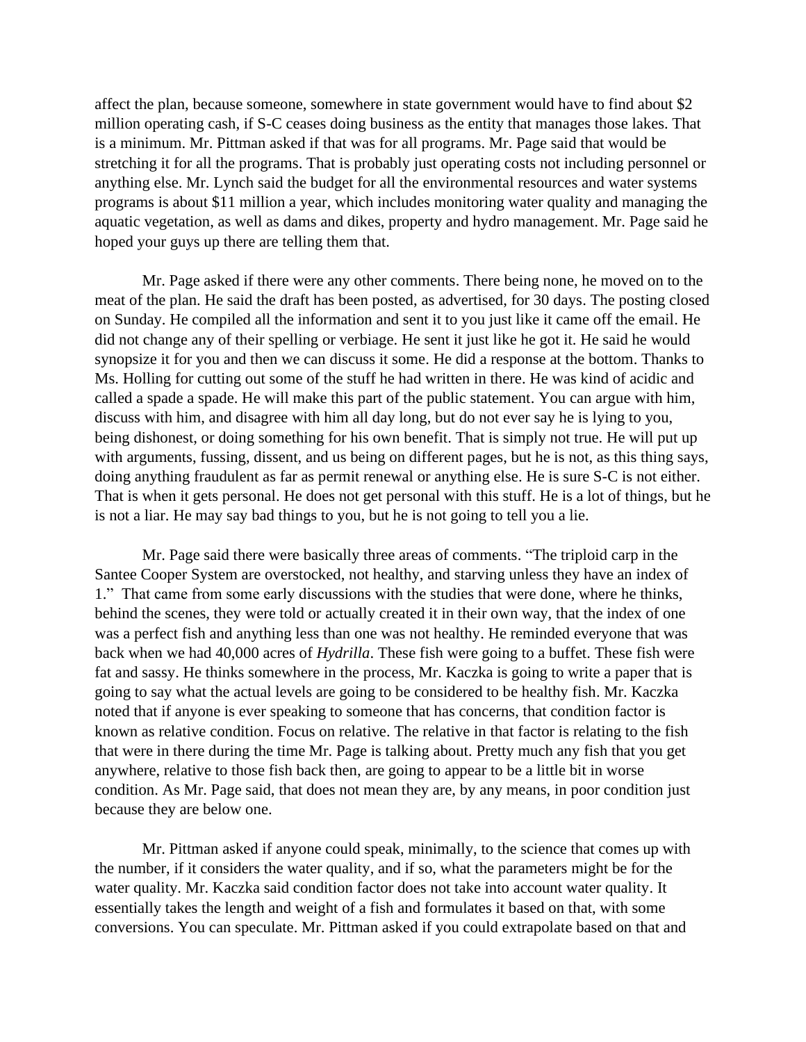affect the plan, because someone, somewhere in state government would have to find about $2 million operating cash, if S-C ceases doing business as the entity that manages those lakes. That is a minimum. Mr. Pittman asked if that was for all programs. Mr. Page said that would be stretching it for all the programs. That is probably just operating costs not including personnel or anything else. Mr. Lynch said the budget for all the environmental resources and water systems programs is about $11 million a year, which includes monitoring water quality and managing the aquatic vegetation, as well as dams and dikes, property and hydro management. Mr. Page said he hoped your guys up there are telling them that.

Mr. Page asked if there were any other comments. There being none, he moved on to the meat of the plan. He said the draft has been posted, as advertised, for 30 days. The posting closed on Sunday. He compiled all the information and sent it to you just like it came off the email. He did not change any of their spelling or verbiage. He sent it just like he got it. He said he would synopsize it for you and then we can discuss it some. He did a response at the bottom. Thanks to Ms. Holling for cutting out some of the stuff he had written in there. He was kind of acidic and called a spade a spade. He will make this part of the public statement. You can argue with him, discuss with him, and disagree with him all day long, but do not ever say he is lying to you, being dishonest, or doing something for his own benefit. That is simply not true. He will put up with arguments, fussing, dissent, and us being on different pages, but he is not, as this thing says, doing anything fraudulent as far as permit renewal or anything else. He is sure S-C is not either. That is when it gets personal. He does not get personal with this stuff. He is a lot of things, but he is not a liar. He may say bad things to you, but he is not going to tell you a lie.

Mr. Page said there were basically three areas of comments. "The triploid carp in the Santee Cooper System are overstocked, not healthy, and starving unless they have an index of 1." That came from some early discussions with the studies that were done, where he thinks, behind the scenes, they were told or actually created it in their own way, that the index of one was a perfect fish and anything less than one was not healthy. He reminded everyone that was back when we had 40,000 acres of *Hydrilla*. These fish were going to a buffet. These fish were fat and sassy. He thinks somewhere in the process, Mr. Kaczka is going to write a paper that is going to say what the actual levels are going to be considered to be healthy fish. Mr. Kaczka noted that if anyone is ever speaking to someone that has concerns, that condition factor is known as relative condition. Focus on relative. The relative in that factor is relating to the fish that were in there during the time Mr. Page is talking about. Pretty much any fish that you get anywhere, relative to those fish back then, are going to appear to be a little bit in worse condition. As Mr. Page said, that does not mean they are, by any means, in poor condition just because they are below one.

Mr. Pittman asked if anyone could speak, minimally, to the science that comes up with the number, if it considers the water quality, and if so, what the parameters might be for the water quality. Mr. Kaczka said condition factor does not take into account water quality. It essentially takes the length and weight of a fish and formulates it based on that, with some conversions. You can speculate. Mr. Pittman asked if you could extrapolate based on that and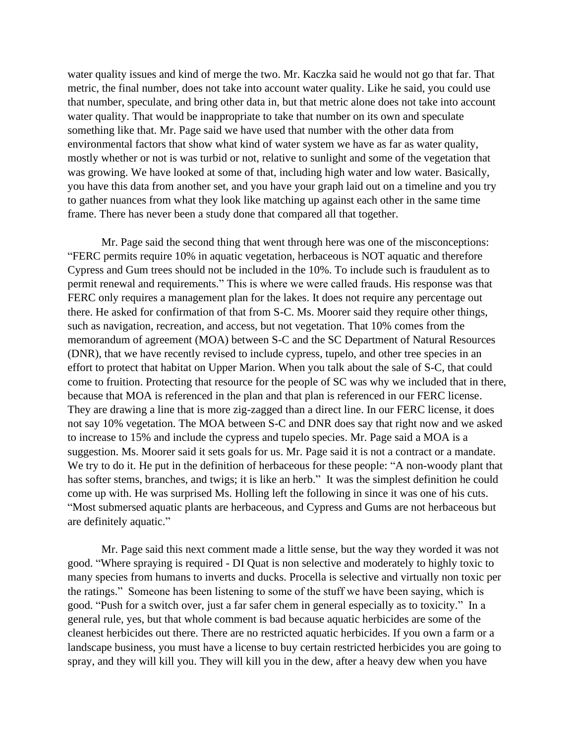water quality issues and kind of merge the two. Mr. Kaczka said he would not go that far. That metric, the final number, does not take into account water quality. Like he said, you could use that number, speculate, and bring other data in, but that metric alone does not take into account water quality. That would be inappropriate to take that number on its own and speculate something like that. Mr. Page said we have used that number with the other data from environmental factors that show what kind of water system we have as far as water quality, mostly whether or not is was turbid or not, relative to sunlight and some of the vegetation that was growing. We have looked at some of that, including high water and low water. Basically, you have this data from another set, and you have your graph laid out on a timeline and you try to gather nuances from what they look like matching up against each other in the same time frame. There has never been a study done that compared all that together.

Mr. Page said the second thing that went through here was one of the misconceptions: "FERC permits require 10% in aquatic vegetation, herbaceous is NOT aquatic and therefore Cypress and Gum trees should not be included in the 10%. To include such is fraudulent as to permit renewal and requirements." This is where we were called frauds. His response was that FERC only requires a management plan for the lakes. It does not require any percentage out there. He asked for confirmation of that from S-C. Ms. Moorer said they require other things, such as navigation, recreation, and access, but not vegetation. That 10% comes from the memorandum of agreement (MOA) between S-C and the SC Department of Natural Resources (DNR), that we have recently revised to include cypress, tupelo, and other tree species in an effort to protect that habitat on Upper Marion. When you talk about the sale of S-C, that could come to fruition. Protecting that resource for the people of SC was why we included that in there, because that MOA is referenced in the plan and that plan is referenced in our FERC license. They are drawing a line that is more zig-zagged than a direct line. In our FERC license, it does not say 10% vegetation. The MOA between S-C and DNR does say that right now and we asked to increase to 15% and include the cypress and tupelo species. Mr. Page said a MOA is a suggestion. Ms. Moorer said it sets goals for us. Mr. Page said it is not a contract or a mandate. We try to do it. He put in the definition of herbaceous for these people: "A non-woody plant that has softer stems, branches, and twigs; it is like an herb." It was the simplest definition he could come up with. He was surprised Ms. Holling left the following in since it was one of his cuts. "Most submersed aquatic plants are herbaceous, and Cypress and Gums are not herbaceous but are definitely aquatic."

Mr. Page said this next comment made a little sense, but the way they worded it was not good. "Where spraying is required - DI Quat is non selective and moderately to highly toxic to many species from humans to inverts and ducks. Procella is selective and virtually non toxic per the ratings." Someone has been listening to some of the stuff we have been saying, which is good. "Push for a switch over, just a far safer chem in general especially as to toxicity." In a general rule, yes, but that whole comment is bad because aquatic herbicides are some of the cleanest herbicides out there. There are no restricted aquatic herbicides. If you own a farm or a landscape business, you must have a license to buy certain restricted herbicides you are going to spray, and they will kill you. They will kill you in the dew, after a heavy dew when you have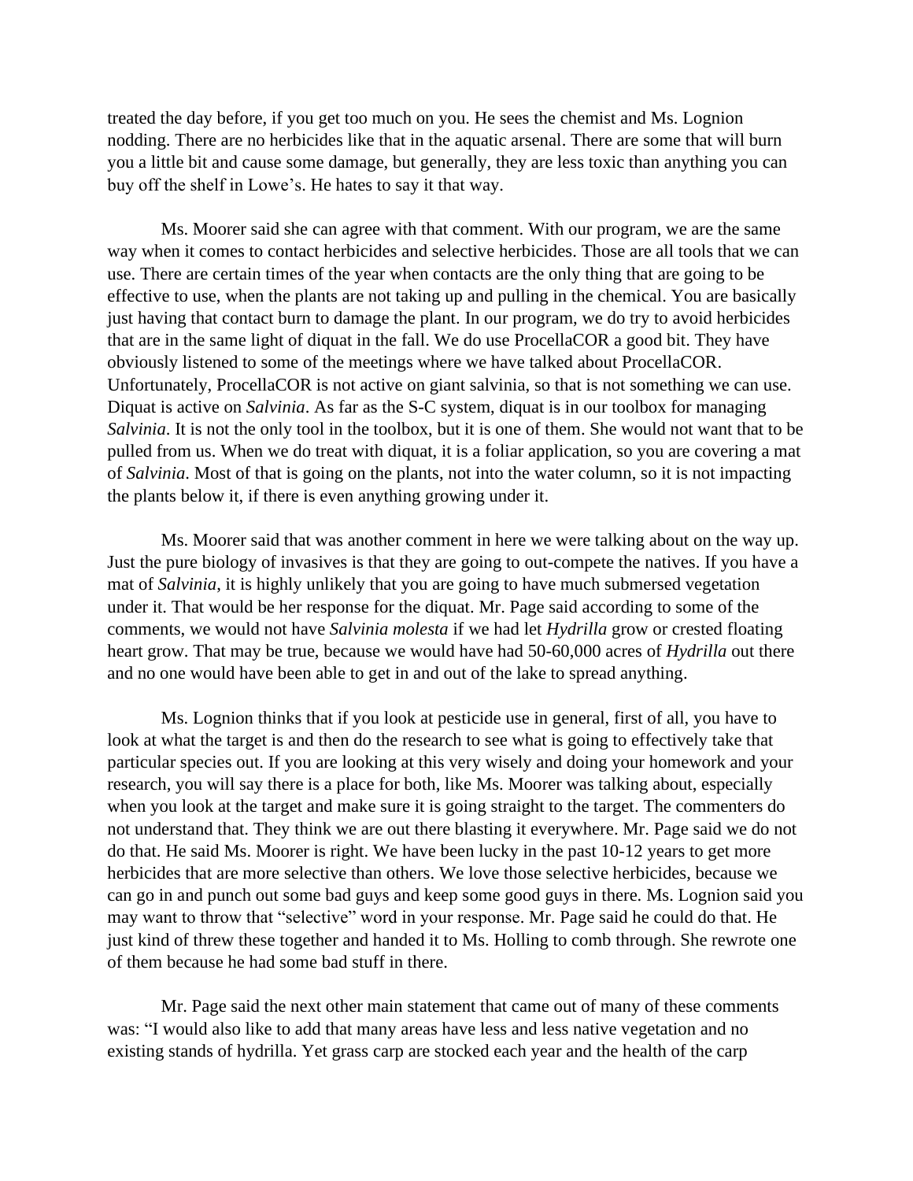treated the day before, if you get too much on you. He sees the chemist and Ms. Lognion nodding. There are no herbicides like that in the aquatic arsenal. There are some that will burn you a little bit and cause some damage, but generally, they are less toxic than anything you can buy off the shelf in Lowe's. He hates to say it that way.

Ms. Moorer said she can agree with that comment. With our program, we are the same way when it comes to contact herbicides and selective herbicides. Those are all tools that we can use. There are certain times of the year when contacts are the only thing that are going to be effective to use, when the plants are not taking up and pulling in the chemical. You are basically just having that contact burn to damage the plant. In our program, we do try to avoid herbicides that are in the same light of diquat in the fall. We do use ProcellaCOR a good bit. They have obviously listened to some of the meetings where we have talked about ProcellaCOR. Unfortunately, ProcellaCOR is not active on giant salvinia, so that is not something we can use. Diquat is active on *Salvinia*. As far as the S-C system, diquat is in our toolbox for managing *Salvinia*. It is not the only tool in the toolbox, but it is one of them. She would not want that to be pulled from us. When we do treat with diquat, it is a foliar application, so you are covering a mat of *Salvinia*. Most of that is going on the plants, not into the water column, so it is not impacting the plants below it, if there is even anything growing under it.

Ms. Moorer said that was another comment in here we were talking about on the way up. Just the pure biology of invasives is that they are going to out-compete the natives. If you have a mat of *Salvinia*, it is highly unlikely that you are going to have much submersed vegetation under it. That would be her response for the diquat. Mr. Page said according to some of the comments, we would not have *Salvinia molesta* if we had let *Hydrilla* grow or crested floating heart grow. That may be true, because we would have had 50-60,000 acres of *Hydrilla* out there and no one would have been able to get in and out of the lake to spread anything.

Ms. Lognion thinks that if you look at pesticide use in general, first of all, you have to look at what the target is and then do the research to see what is going to effectively take that particular species out. If you are looking at this very wisely and doing your homework and your research, you will say there is a place for both, like Ms. Moorer was talking about, especially when you look at the target and make sure it is going straight to the target. The commenters do not understand that. They think we are out there blasting it everywhere. Mr. Page said we do not do that. He said Ms. Moorer is right. We have been lucky in the past 10-12 years to get more herbicides that are more selective than others. We love those selective herbicides, because we can go in and punch out some bad guys and keep some good guys in there. Ms. Lognion said you may want to throw that "selective" word in your response. Mr. Page said he could do that. He just kind of threw these together and handed it to Ms. Holling to comb through. She rewrote one of them because he had some bad stuff in there.

Mr. Page said the next other main statement that came out of many of these comments was: "I would also like to add that many areas have less and less native vegetation and no existing stands of hydrilla. Yet grass carp are stocked each year and the health of the carp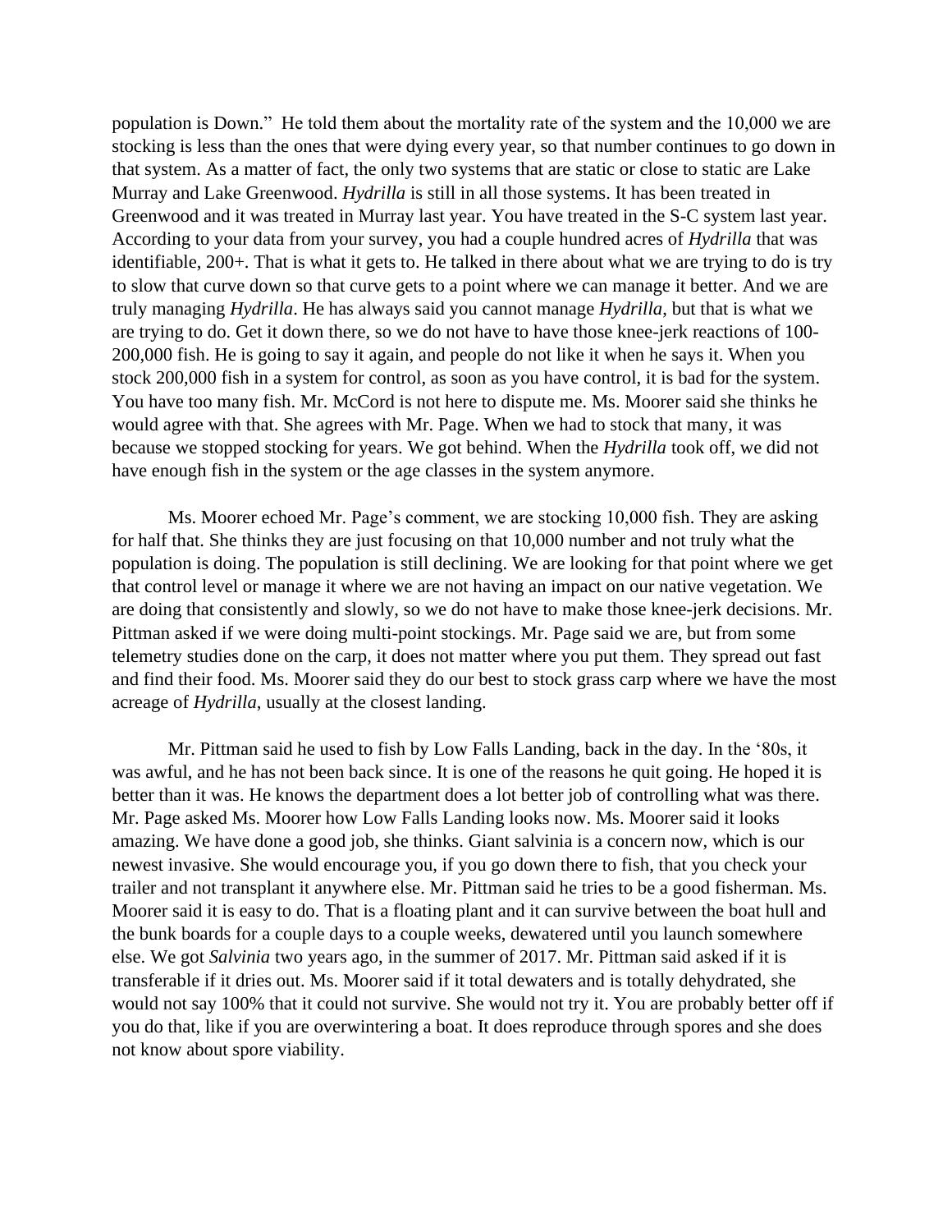population is Down." He told them about the mortality rate of the system and the 10,000 we are stocking is less than the ones that were dying every year, so that number continues to go down in that system. As a matter of fact, the only two systems that are static or close to static are Lake Murray and Lake Greenwood. *Hydrilla* is still in all those systems. It has been treated in Greenwood and it was treated in Murray last year. You have treated in the S-C system last year. According to your data from your survey, you had a couple hundred acres of *Hydrilla* that was identifiable, 200+. That is what it gets to. He talked in there about what we are trying to do is try to slow that curve down so that curve gets to a point where we can manage it better. And we are truly managing *Hydrilla*. He has always said you cannot manage *Hydrilla*, but that is what we are trying to do. Get it down there, so we do not have to have those knee-jerk reactions of 100-200,000 fish. He is going to say it again, and people do not like it when he says it. When you stock 200,000 fish in a system for control, as soon as you have control, it is bad for the system. You have too many fish. Mr. McCord is not here to dispute me. Ms. Moorer said she thinks he would agree with that. She agrees with Mr. Page. When we had to stock that many, it was because we stopped stocking for years. We got behind. When the *Hydrilla* took off, we did not have enough fish in the system or the age classes in the system anymore.

Ms. Moorer echoed Mr. Page's comment, we are stocking 10,000 fish. They are asking for half that. She thinks they are just focusing on that 10,000 number and not truly what the population is doing. The population is still declining. We are looking for that point where we get that control level or manage it where we are not having an impact on our native vegetation. We are doing that consistently and slowly, so we do not have to make those knee-jerk decisions. Mr. Pittman asked if we were doing multi-point stockings. Mr. Page said we are, but from some telemetry studies done on the carp, it does not matter where you put them. They spread out fast and find their food. Ms. Moorer said they do our best to stock grass carp where we have the most acreage of *Hydrilla*, usually at the closest landing.

Mr. Pittman said he used to fish by Low Falls Landing, back in the day. In the '80s, it was awful, and he has not been back since. It is one of the reasons he quit going. He hoped it is better than it was. He knows the department does a lot better job of controlling what was there. Mr. Page asked Ms. Moorer how Low Falls Landing looks now. Ms. Moorer said it looks amazing. We have done a good job, she thinks. Giant salvinia is a concern now, which is our newest invasive. She would encourage you, if you go down there to fish, that you check your trailer and not transplant it anywhere else. Mr. Pittman said he tries to be a good fisherman. Ms. Moorer said it is easy to do. That is a floating plant and it can survive between the boat hull and the bunk boards for a couple days to a couple weeks, dewatered until you launch somewhere else. We got *Salvinia* two years ago, in the summer of 2017. Mr. Pittman said asked if it is transferable if it dries out. Ms. Moorer said if it total dewaters and is totally dehydrated, she would not say 100% that it could not survive. She would not try it. You are probably better off if you do that, like if you are overwintering a boat. It does reproduce through spores and she does not know about spore viability.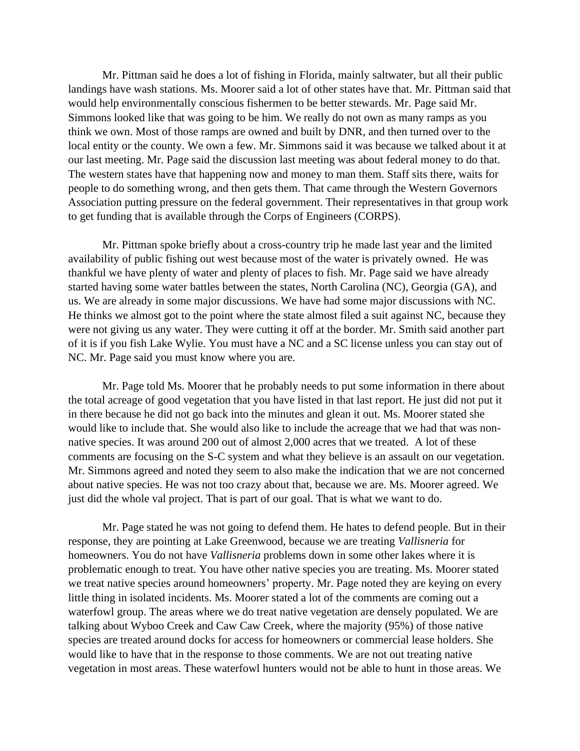Mr. Pittman said he does a lot of fishing in Florida, mainly saltwater, but all their public landings have wash stations. Ms. Moorer said a lot of other states have that. Mr. Pittman said that would help environmentally conscious fishermen to be better stewards. Mr. Page said Mr. Simmons looked like that was going to be him. We really do not own as many ramps as you think we own. Most of those ramps are owned and built by DNR, and then turned over to the local entity or the county. We own a few. Mr. Simmons said it was because we talked about it at our last meeting. Mr. Page said the discussion last meeting was about federal money to do that. The western states have that happening now and money to man them. Staff sits there, waits for people to do something wrong, and then gets them. That came through the Western Governors Association putting pressure on the federal government. Their representatives in that group work to get funding that is available through the Corps of Engineers (CORPS).

Mr. Pittman spoke briefly about a cross-country trip he made last year and the limited availability of public fishing out west because most of the water is privately owned. He was thankful we have plenty of water and plenty of places to fish. Mr. Page said we have already started having some water battles between the states, North Carolina (NC), Georgia (GA), and us. We are already in some major discussions. We have had some major discussions with NC. He thinks we almost got to the point where the state almost filed a suit against NC, because they were not giving us any water. They were cutting it off at the border. Mr. Smith said another part of it is if you fish Lake Wylie. You must have a NC and a SC license unless you can stay out of NC. Mr. Page said you must know where you are.

Mr. Page told Ms. Moorer that he probably needs to put some information in there about the total acreage of good vegetation that you have listed in that last report. He just did not put it in there because he did not go back into the minutes and glean it out. Ms. Moorer stated she would like to include that. She would also like to include the acreage that we had that was non-native species. It was around 200 out of almost 2,000 acres that we treated. A lot of these comments are focusing on the S-C system and what they believe is an assault on our vegetation. Mr. Simmons agreed and noted they seem to also make the indication that we are not concerned about native species. He was not too crazy about that, because we are. Ms. Moorer agreed. We just did the whole val project. That is part of our goal. That is what we want to do.

Mr. Page stated he was not going to defend them. He hates to defend people. But in their response, they are pointing at Lake Greenwood, because we are treating *Vallisneria* for homeowners. You do not have *Vallisneria* problems down in some other lakes where it is problematic enough to treat. You have other native species you are treating. Ms. Moorer stated we treat native species around homeowners' property. Mr. Page noted they are keying on every little thing in isolated incidents. Ms. Moorer stated a lot of the comments are coming out a waterfowl group. The areas where we do treat native vegetation are densely populated. We are talking about Wyboo Creek and Caw Caw Creek, where the majority (95%) of those native species are treated around docks for access for homeowners or commercial lease holders. She would like to have that in the response to those comments. We are not out treating native vegetation in most areas. These waterfowl hunters would not be able to hunt in those areas. We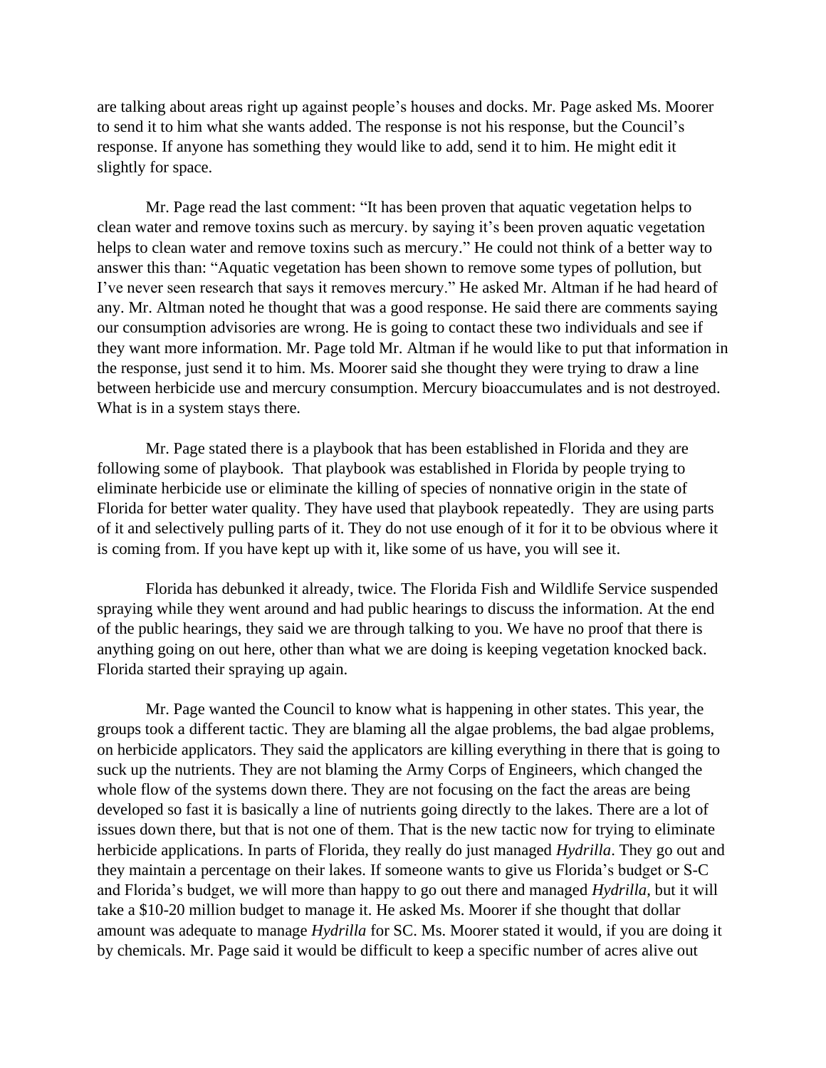are talking about areas right up against people's houses and docks. Mr. Page asked Ms. Moorer to send it to him what she wants added. The response is not his response, but the Council's response. If anyone has something they would like to add, send it to him. He might edit it slightly for space.

Mr. Page read the last comment: "It has been proven that aquatic vegetation helps to clean water and remove toxins such as mercury. by saying it's been proven aquatic vegetation helps to clean water and remove toxins such as mercury." He could not think of a better way to answer this than: "Aquatic vegetation has been shown to remove some types of pollution, but I've never seen research that says it removes mercury." He asked Mr. Altman if he had heard of any. Mr. Altman noted he thought that was a good response. He said there are comments saying our consumption advisories are wrong. He is going to contact these two individuals and see if they want more information. Mr. Page told Mr. Altman if he would like to put that information in the response, just send it to him. Ms. Moorer said she thought they were trying to draw a line between herbicide use and mercury consumption. Mercury bioaccumulates and is not destroyed. What is in a system stays there.

Mr. Page stated there is a playbook that has been established in Florida and they are following some of playbook. That playbook was established in Florida by people trying to eliminate herbicide use or eliminate the killing of species of nonnative origin in the state of Florida for better water quality. They have used that playbook repeatedly. They are using parts of it and selectively pulling parts of it. They do not use enough of it for it to be obvious where it is coming from. If you have kept up with it, like some of us have, you will see it.

Florida has debunked it already, twice. The Florida Fish and Wildlife Service suspended spraying while they went around and had public hearings to discuss the information. At the end of the public hearings, they said we are through talking to you. We have no proof that there is anything going on out here, other than what we are doing is keeping vegetation knocked back. Florida started their spraying up again.

Mr. Page wanted the Council to know what is happening in other states. This year, the groups took a different tactic. They are blaming all the algae problems, the bad algae problems, on herbicide applicators. They said the applicators are killing everything in there that is going to suck up the nutrients. They are not blaming the Army Corps of Engineers, which changed the whole flow of the systems down there. They are not focusing on the fact the areas are being developed so fast it is basically a line of nutrients going directly to the lakes. There are a lot of issues down there, but that is not one of them. That is the new tactic now for trying to eliminate herbicide applications. In parts of Florida, they really do just managed *Hydrilla*. They go out and they maintain a percentage on their lakes. If someone wants to give us Florida's budget or S-C and Florida's budget, we will more than happy to go out there and managed *Hydrilla*, but it will take a $10-20 million budget to manage it. He asked Ms. Moorer if she thought that dollar amount was adequate to manage *Hydrilla* for SC. Ms. Moorer stated it would, if you are doing it by chemicals. Mr. Page said it would be difficult to keep a specific number of acres alive out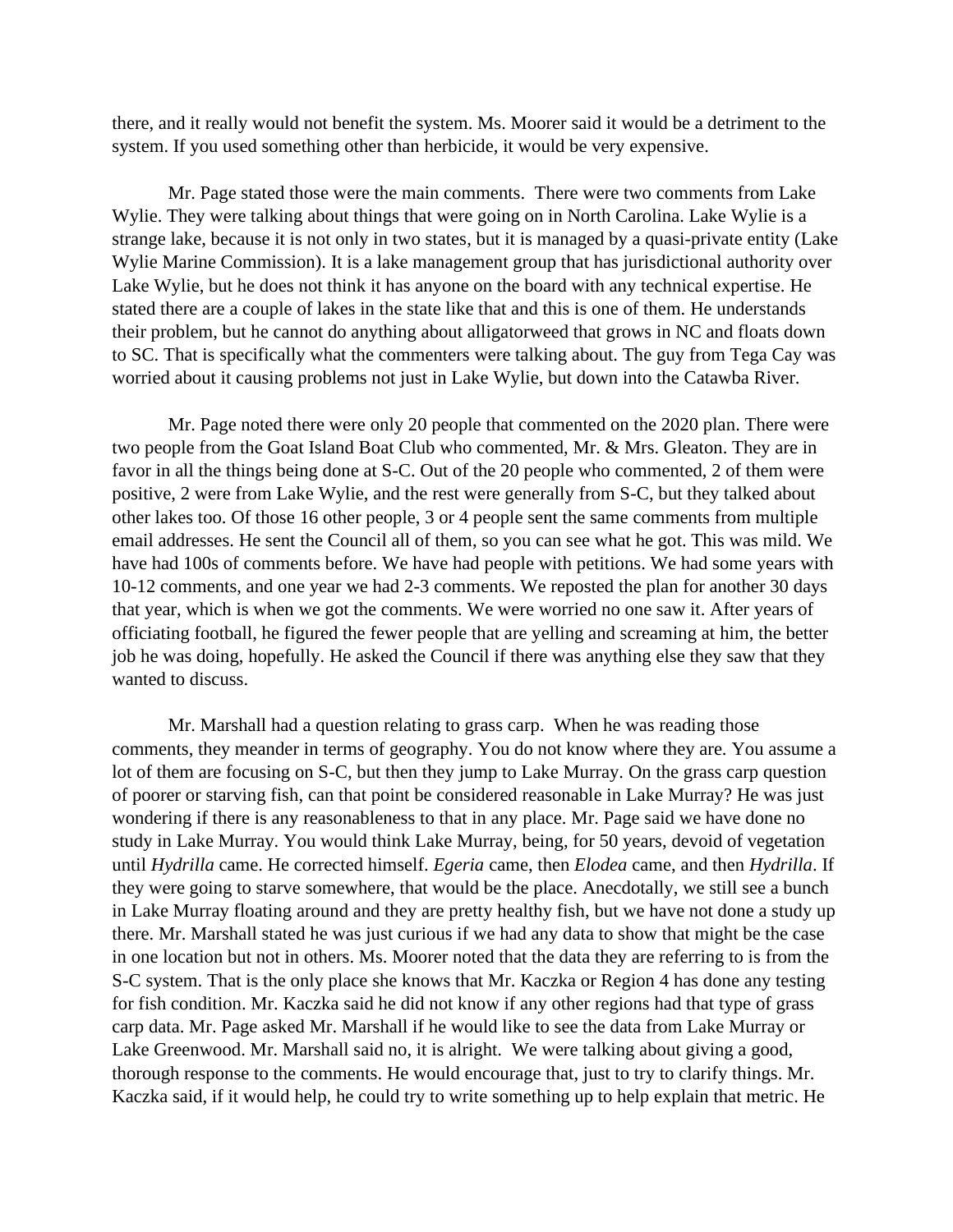there, and it really would not benefit the system. Ms. Moorer said it would be a detriment to the system. If you used something other than herbicide, it would be very expensive.

Mr. Page stated those were the main comments. There were two comments from Lake Wylie. They were talking about things that were going on in North Carolina. Lake Wylie is a strange lake, because it is not only in two states, but it is managed by a quasi-private entity (Lake Wylie Marine Commission). It is a lake management group that has jurisdictional authority over Lake Wylie, but he does not think it has anyone on the board with any technical expertise. He stated there are a couple of lakes in the state like that and this is one of them. He understands their problem, but he cannot do anything about alligatorweed that grows in NC and floats down to SC. That is specifically what the commenters were talking about. The guy from Tega Cay was worried about it causing problems not just in Lake Wylie, but down into the Catawba River.

Mr. Page noted there were only 20 people that commented on the 2020 plan. There were two people from the Goat Island Boat Club who commented, Mr. & Mrs. Gleaton. They are in favor in all the things being done at S-C. Out of the 20 people who commented, 2 of them were positive, 2 were from Lake Wylie, and the rest were generally from S-C, but they talked about other lakes too. Of those 16 other people, 3 or 4 people sent the same comments from multiple email addresses. He sent the Council all of them, so you can see what he got. This was mild. We have had 100s of comments before. We have had people with petitions. We had some years with 10-12 comments, and one year we had 2-3 comments. We reposted the plan for another 30 days that year, which is when we got the comments. We were worried no one saw it. After years of officiating football, he figured the fewer people that are yelling and screaming at him, the better job he was doing, hopefully. He asked the Council if there was anything else they saw that they wanted to discuss.

Mr. Marshall had a question relating to grass carp. When he was reading those comments, they meander in terms of geography. You do not know where they are. You assume a lot of them are focusing on S-C, but then they jump to Lake Murray. On the grass carp question of poorer or starving fish, can that point be considered reasonable in Lake Murray? He was just wondering if there is any reasonableness to that in any place. Mr. Page said we have done no study in Lake Murray. You would think Lake Murray, being, for 50 years, devoid of vegetation until *Hydrilla* came. He corrected himself. *Egeria* came, then *Elodea* came, and then *Hydrilla*. If they were going to starve somewhere, that would be the place. Anecdotally, we still see a bunch in Lake Murray floating around and they are pretty healthy fish, but we have not done a study up there. Mr. Marshall stated he was just curious if we had any data to show that might be the case in one location but not in others. Ms. Moorer noted that the data they are referring to is from the S-C system. That is the only place she knows that Mr. Kaczka or Region 4 has done any testing for fish condition. Mr. Kaczka said he did not know if any other regions had that type of grass carp data. Mr. Page asked Mr. Marshall if he would like to see the data from Lake Murray or Lake Greenwood. Mr. Marshall said no, it is alright. We were talking about giving a good, thorough response to the comments. He would encourage that, just to try to clarify things. Mr. Kaczka said, if it would help, he could try to write something up to help explain that metric. He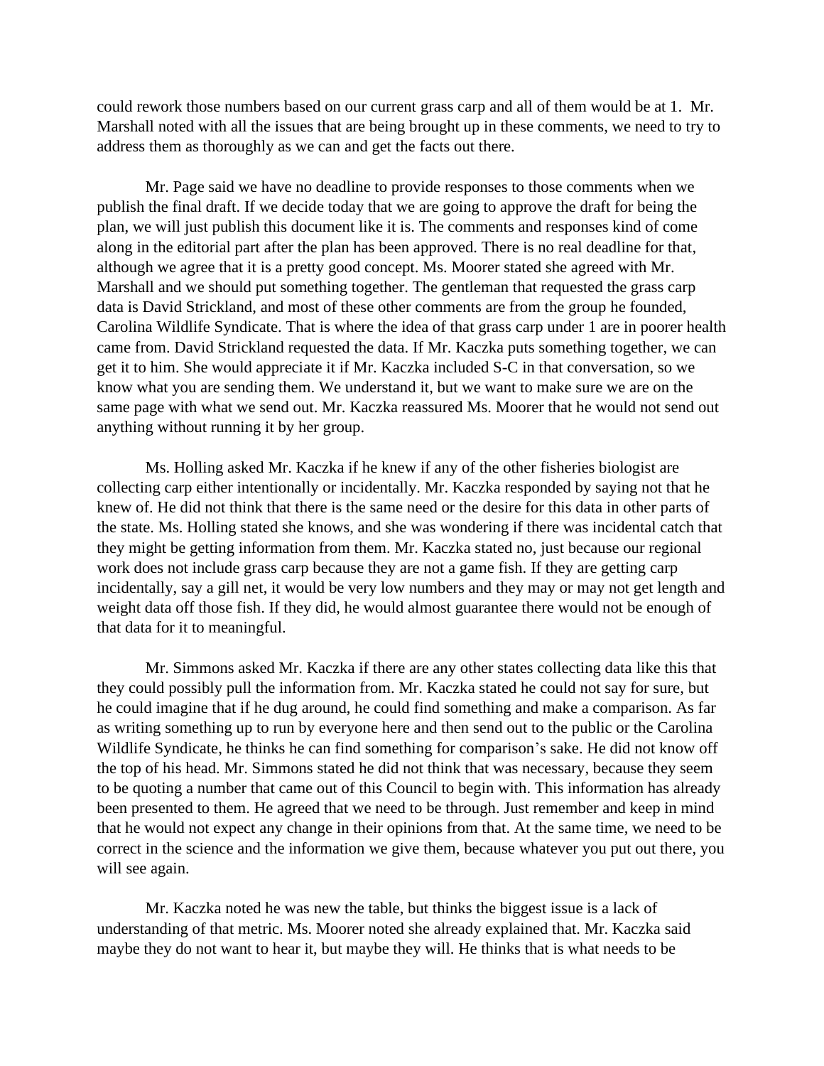could rework those numbers based on our current grass carp and all of them would be at 1. Mr. Marshall noted with all the issues that are being brought up in these comments, we need to try to address them as thoroughly as we can and get the facts out there.

Mr. Page said we have no deadline to provide responses to those comments when we publish the final draft. If we decide today that we are going to approve the draft for being the plan, we will just publish this document like it is. The comments and responses kind of come along in the editorial part after the plan has been approved. There is no real deadline for that, although we agree that it is a pretty good concept. Ms. Moorer stated she agreed with Mr. Marshall and we should put something together. The gentleman that requested the grass carp data is David Strickland, and most of these other comments are from the group he founded, Carolina Wildlife Syndicate. That is where the idea of that grass carp under 1 are in poorer health came from. David Strickland requested the data. If Mr. Kaczka puts something together, we can get it to him. She would appreciate it if Mr. Kaczka included S-C in that conversation, so we know what you are sending them. We understand it, but we want to make sure we are on the same page with what we send out. Mr. Kaczka reassured Ms. Moorer that he would not send out anything without running it by her group.

Ms. Holling asked Mr. Kaczka if he knew if any of the other fisheries biologist are collecting carp either intentionally or incidentally. Mr. Kaczka responded by saying not that he knew of. He did not think that there is the same need or the desire for this data in other parts of the state. Ms. Holling stated she knows, and she was wondering if there was incidental catch that they might be getting information from them. Mr. Kaczka stated no, just because our regional work does not include grass carp because they are not a game fish. If they are getting carp incidentally, say a gill net, it would be very low numbers and they may or may not get length and weight data off those fish. If they did, he would almost guarantee there would not be enough of that data for it to meaningful.

Mr. Simmons asked Mr. Kaczka if there are any other states collecting data like this that they could possibly pull the information from. Mr. Kaczka stated he could not say for sure, but he could imagine that if he dug around, he could find something and make a comparison. As far as writing something up to run by everyone here and then send out to the public or the Carolina Wildlife Syndicate, he thinks he can find something for comparison's sake. He did not know off the top of his head. Mr. Simmons stated he did not think that was necessary, because they seem to be quoting a number that came out of this Council to begin with. This information has already been presented to them. He agreed that we need to be through. Just remember and keep in mind that he would not expect any change in their opinions from that. At the same time, we need to be correct in the science and the information we give them, because whatever you put out there, you will see again.

Mr. Kaczka noted he was new the table, but thinks the biggest issue is a lack of understanding of that metric. Ms. Moorer noted she already explained that. Mr. Kaczka said maybe they do not want to hear it, but maybe they will. He thinks that is what needs to be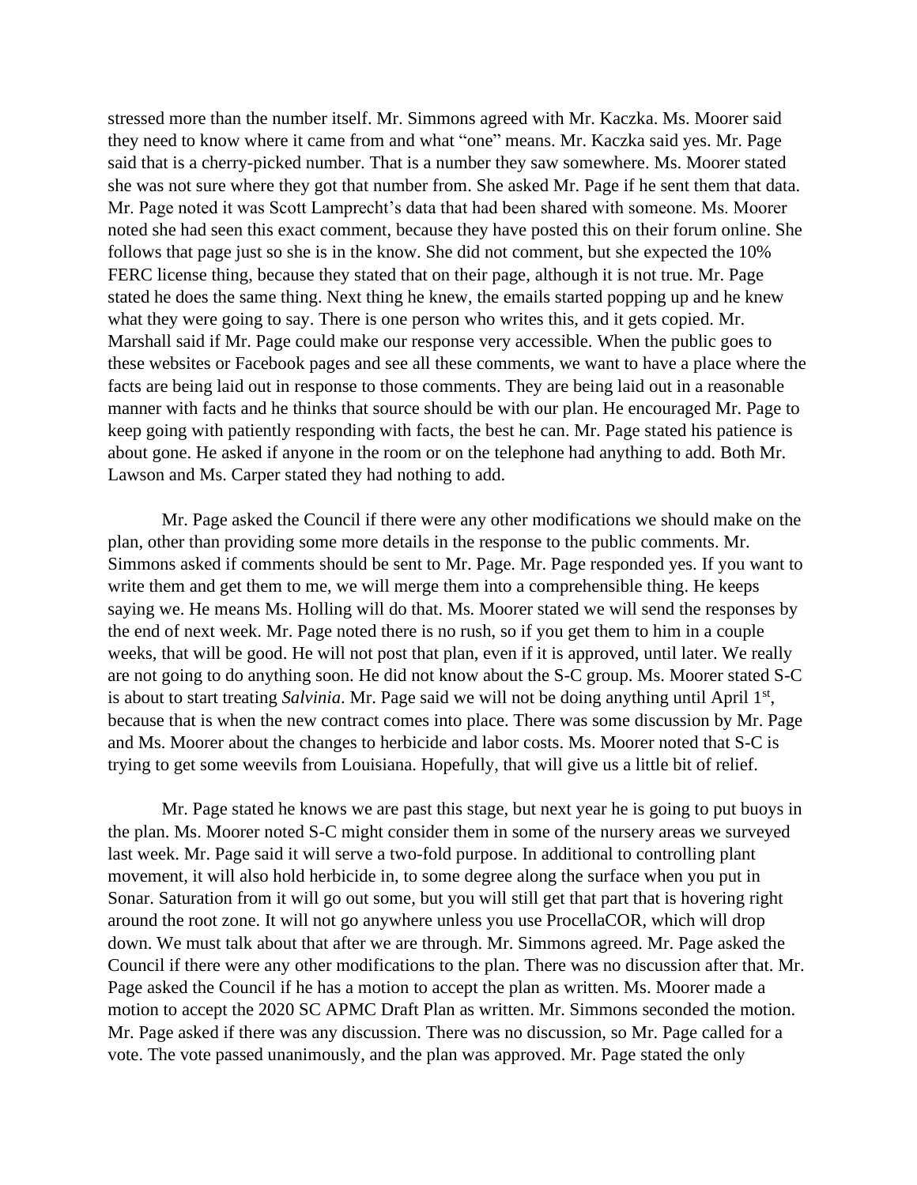stressed more than the number itself. Mr. Simmons agreed with Mr. Kaczka. Ms. Moorer said they need to know where it came from and what "one" means. Mr. Kaczka said yes. Mr. Page said that is a cherry-picked number. That is a number they saw somewhere. Ms. Moorer stated she was not sure where they got that number from. She asked Mr. Page if he sent them that data. Mr. Page noted it was Scott Lamprecht's data that had been shared with someone. Ms. Moorer noted she had seen this exact comment, because they have posted this on their forum online. She follows that page just so she is in the know. She did not comment, but she expected the 10% FERC license thing, because they stated that on their page, although it is not true. Mr. Page stated he does the same thing. Next thing he knew, the emails started popping up and he knew what they were going to say. There is one person who writes this, and it gets copied. Mr. Marshall said if Mr. Page could make our response very accessible. When the public goes to these websites or Facebook pages and see all these comments, we want to have a place where the facts are being laid out in response to those comments. They are being laid out in a reasonable manner with facts and he thinks that source should be with our plan. He encouraged Mr. Page to keep going with patiently responding with facts, the best he can. Mr. Page stated his patience is about gone. He asked if anyone in the room or on the telephone had anything to add. Both Mr. Lawson and Ms. Carper stated they had nothing to add.

Mr. Page asked the Council if there were any other modifications we should make on the plan, other than providing some more details in the response to the public comments. Mr. Simmons asked if comments should be sent to Mr. Page. Mr. Page responded yes. If you want to write them and get them to me, we will merge them into a comprehensible thing. He keeps saying we. He means Ms. Holling will do that. Ms. Moorer stated we will send the responses by the end of next week. Mr. Page noted there is no rush, so if you get them to him in a couple weeks, that will be good. He will not post that plan, even if it is approved, until later. We really are not going to do anything soon. He did not know about the S-C group. Ms. Moorer stated S-C is about to start treating *Salvinia*. Mr. Page said we will not be doing anything until April 1st, because that is when the new contract comes into place. There was some discussion by Mr. Page and Ms. Moorer about the changes to herbicide and labor costs. Ms. Moorer noted that S-C is trying to get some weevils from Louisiana. Hopefully, that will give us a little bit of relief.

Mr. Page stated he knows we are past this stage, but next year he is going to put buoys in the plan. Ms. Moorer noted S-C might consider them in some of the nursery areas we surveyed last week. Mr. Page said it will serve a two-fold purpose. In additional to controlling plant movement, it will also hold herbicide in, to some degree along the surface when you put in Sonar. Saturation from it will go out some, but you will still get that part that is hovering right around the root zone. It will not go anywhere unless you use ProcellaCOR, which will drop down. We must talk about that after we are through. Mr. Simmons agreed. Mr. Page asked the Council if there were any other modifications to the plan. There was no discussion after that. Mr. Page asked the Council if he has a motion to accept the plan as written. Ms. Moorer made a motion to accept the 2020 SC APMC Draft Plan as written. Mr. Simmons seconded the motion. Mr. Page asked if there was any discussion. There was no discussion, so Mr. Page called for a vote. The vote passed unanimously, and the plan was approved. Mr. Page stated the only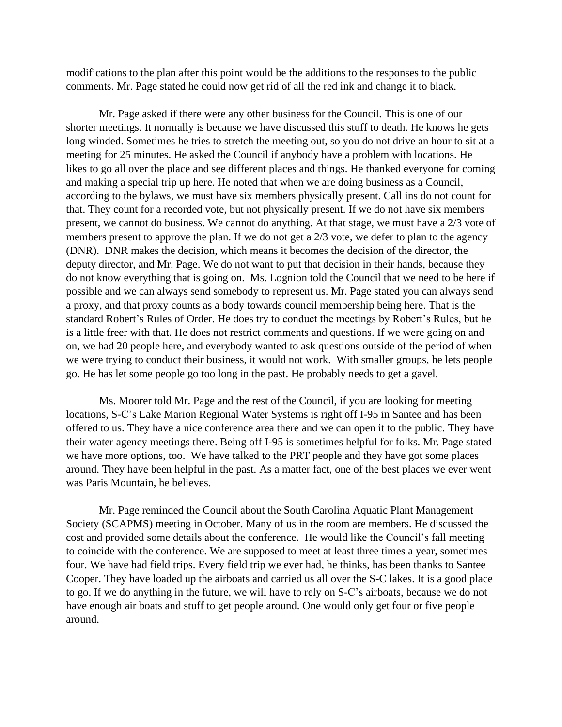modifications to the plan after this point would be the additions to the responses to the public comments. Mr. Page stated he could now get rid of all the red ink and change it to black.

Mr. Page asked if there were any other business for the Council. This is one of our shorter meetings. It normally is because we have discussed this stuff to death. He knows he gets long winded. Sometimes he tries to stretch the meeting out, so you do not drive an hour to sit at a meeting for 25 minutes. He asked the Council if anybody have a problem with locations. He likes to go all over the place and see different places and things. He thanked everyone for coming and making a special trip up here. He noted that when we are doing business as a Council, according to the bylaws, we must have six members physically present. Call ins do not count for that. They count for a recorded vote, but not physically present. If we do not have six members present, we cannot do business. We cannot do anything. At that stage, we must have a 2/3 vote of members present to approve the plan. If we do not get a 2/3 vote, we defer to plan to the agency (DNR). DNR makes the decision, which means it becomes the decision of the director, the deputy director, and Mr. Page. We do not want to put that decision in their hands, because they do not know everything that is going on. Ms. Lognion told the Council that we need to be here if possible and we can always send somebody to represent us. Mr. Page stated you can always send a proxy, and that proxy counts as a body towards council membership being here. That is the standard Robert's Rules of Order. He does try to conduct the meetings by Robert's Rules, but he is a little freer with that. He does not restrict comments and questions. If we were going on and on, we had 20 people here, and everybody wanted to ask questions outside of the period of when we were trying to conduct their business, it would not work. With smaller groups, he lets people go. He has let some people go too long in the past. He probably needs to get a gavel.

Ms. Moorer told Mr. Page and the rest of the Council, if you are looking for meeting locations, S-C's Lake Marion Regional Water Systems is right off I-95 in Santee and has been offered to us. They have a nice conference area there and we can open it to the public. They have their water agency meetings there. Being off I-95 is sometimes helpful for folks. Mr. Page stated we have more options, too. We have talked to the PRT people and they have got some places around. They have been helpful in the past. As a matter fact, one of the best places we ever went was Paris Mountain, he believes.

Mr. Page reminded the Council about the South Carolina Aquatic Plant Management Society (SCAPMS) meeting in October. Many of us in the room are members. He discussed the cost and provided some details about the conference. He would like the Council's fall meeting to coincide with the conference. We are supposed to meet at least three times a year, sometimes four. We have had field trips. Every field trip we ever had, he thinks, has been thanks to Santee Cooper. They have loaded up the airboats and carried us all over the S-C lakes. It is a good place to go. If we do anything in the future, we will have to rely on S-C's airboats, because we do not have enough air boats and stuff to get people around. One would only get four or five people around.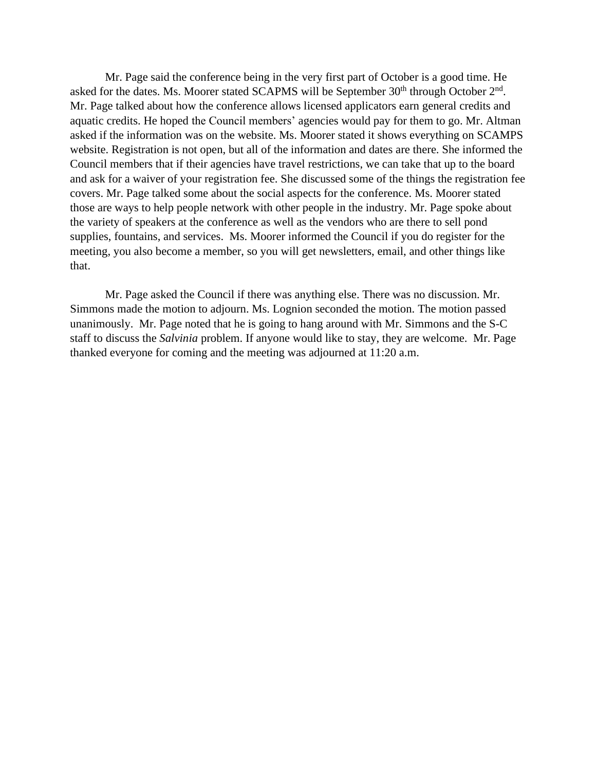Mr. Page said the conference being in the very first part of October is a good time. He asked for the dates. Ms. Moorer stated SCAPMS will be September 30th through October 2nd. Mr. Page talked about how the conference allows licensed applicators earn general credits and aquatic credits. He hoped the Council members' agencies would pay for them to go. Mr. Altman asked if the information was on the website. Ms. Moorer stated it shows everything on SCAMPS website. Registration is not open, but all of the information and dates are there. She informed the Council members that if their agencies have travel restrictions, we can take that up to the board and ask for a waiver of your registration fee. She discussed some of the things the registration fee covers. Mr. Page talked some about the social aspects for the conference. Ms. Moorer stated those are ways to help people network with other people in the industry. Mr. Page spoke about the variety of speakers at the conference as well as the vendors who are there to sell pond supplies, fountains, and services. Ms. Moorer informed the Council if you do register for the meeting, you also become a member, so you will get newsletters, email, and other things like that.

Mr. Page asked the Council if there was anything else. There was no discussion. Mr. Simmons made the motion to adjourn. Ms. Lognion seconded the motion. The motion passed unanimously. Mr. Page noted that he is going to hang around with Mr. Simmons and the S-C staff to discuss the *Salvinia* problem. If anyone would like to stay, they are welcome. Mr. Page thanked everyone for coming and the meeting was adjourned at 11:20 a.m.